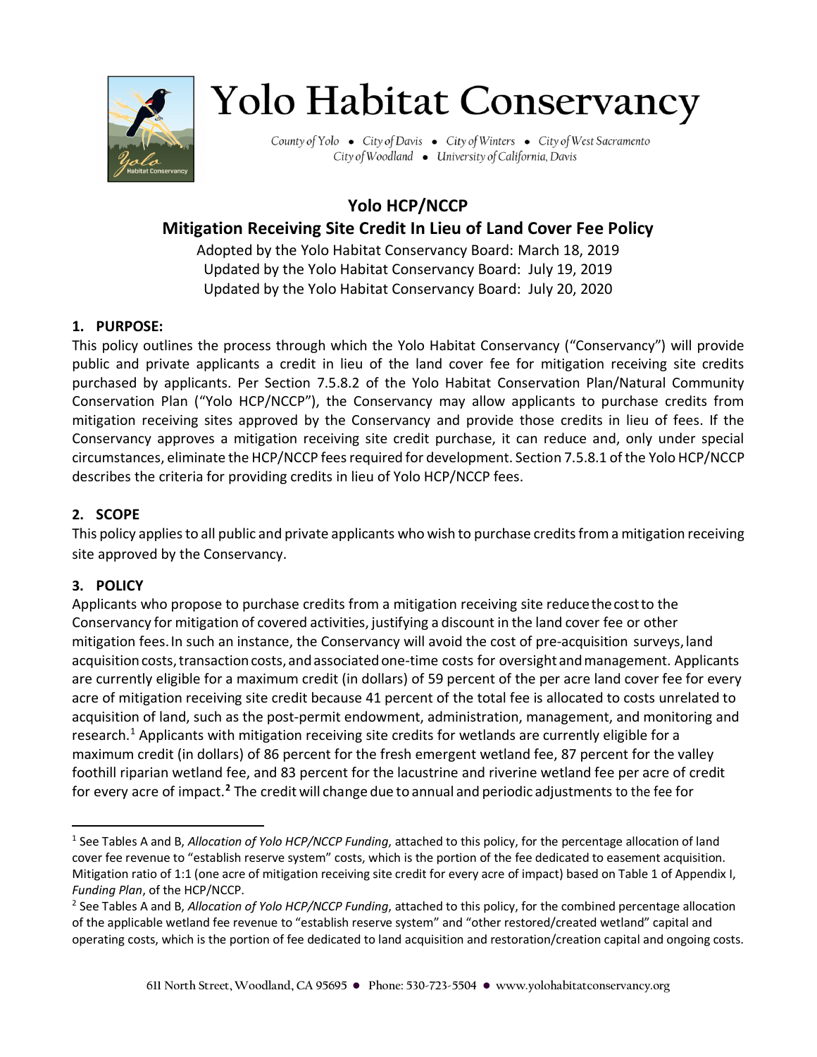# Yolo Habitat Conservancy

County of Yolo • City of Davis • City of Winters • City of West Sacramento
City of Woodland • University of California, Davis

## Yolo HCP/NCCP
## Mitigation Receiving Site Credit In Lieu of Land Cover Fee Policy

Adopted by the Yolo Habitat Conservancy Board: March 18, 2019
Updated by the Yolo Habitat Conservancy Board: July 19, 2019
Updated by the Yolo Habitat Conservancy Board: July 20, 2020

### 1. PURPOSE:

This policy outlines the process through which the Yolo Habitat Conservancy ("Conservancy") will provide public and private applicants a credit in lieu of the land cover fee for mitigation receiving site credits purchased by applicants. Per Section 7.5.8.2 of the Yolo Habitat Conservation Plan/Natural Community Conservation Plan ("Yolo HCP/NCCP"), the Conservancy may allow applicants to purchase credits from mitigation receiving sites approved by the Conservancy and provide those credits in lieu of fees. If the Conservancy approves a mitigation receiving site credit purchase, it can reduce and, only under special circumstances, eliminate the HCP/NCCP fees required for development. Section 7.5.8.1 of the Yolo HCP/NCCP describes the criteria for providing credits in lieu of Yolo HCP/NCCP fees.

### 2. SCOPE

This policy applies to all public and private applicants who wish to purchase credits from a mitigation receiving site approved by the Conservancy.

### 3. POLICY

Applicants who propose to purchase credits from a mitigation receiving site reduce the cost to the Conservancy for mitigation of covered activities, justifying a discount in the land cover fee or other mitigation fees. In such an instance, the Conservancy will avoid the cost of pre-acquisition surveys, land acquisition costs, transaction costs, and associated one-time costs for oversight and management. Applicants are currently eligible for a maximum credit (in dollars) of 59 percent of the per acre land cover fee for every acre of mitigation receiving site credit because 41 percent of the total fee is allocated to costs unrelated to acquisition of land, such as the post-permit endowment, administration, management, and monitoring and research.[1] Applicants with mitigation receiving site credits for wetlands are currently eligible for a maximum credit (in dollars) of 86 percent for the fresh emergent wetland fee, 87 percent for the valley foothill riparian wetland fee, and 83 percent for the lacustrine and riverine wetland fee per acre of credit for every acre of impact.[2] The credit will change due to annual and periodic adjustments to the fee for

---

[1] See Tables A and B, *Allocation of Yolo HCP/NCCP Funding*, attached to this policy, for the percentage allocation of land cover fee revenue to "establish reserve system" costs, which is the portion of the fee dedicated to easement acquisition. Mitigation ratio of 1:1 (one acre of mitigation receiving site credit for every acre of impact) based on Table 1 of Appendix I, *Funding Plan*, of the HCP/NCCP.

[2] See Tables A and B, *Allocation of Yolo HCP/NCCP Funding*, attached to this policy, for the combined percentage allocation of the applicable wetland fee revenue to "establish reserve system" and "other restored/created wetland" capital and operating costs, which is the portion of fee dedicated to land acquisition and restoration/creation capital and ongoing costs.

611 North Street, Woodland, CA 95695 • Phone: 530-723-5504 • www.yolohabitatconservancy.org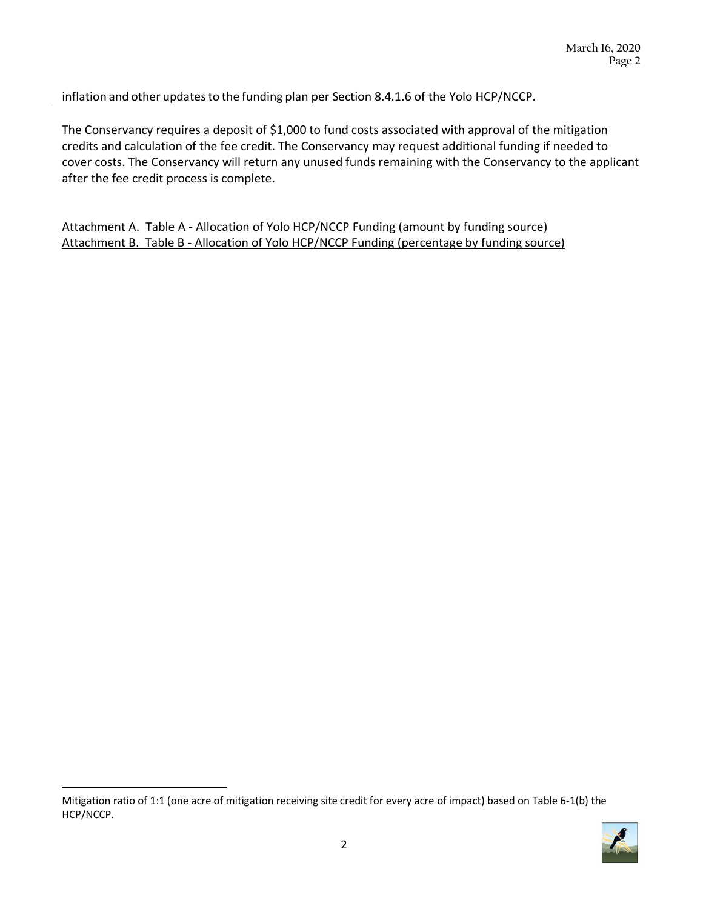inflation and other updates to the funding plan per Section 8.4.1.6 of the Yolo HCP/NCCP.

The Conservancy requires a deposit of $1,000 to fund costs associated with approval of the mitigation credits and calculation of the fee credit. The Conservancy may request additional funding if needed to cover costs. The Conservancy will return any unused funds remaining with the Conservancy to the applicant after the fee credit process is complete.

Attachment A. Table A - Allocation of Yolo HCP/NCCP Funding (amount by funding source)
Attachment B. Table B - Allocation of Yolo HCP/NCCP Funding (percentage by funding source)

---

Mitigation ratio of 1:1 (one acre of mitigation receiving site credit for every acre of impact) based on Table 6-1(b) the HCP/NCCP.